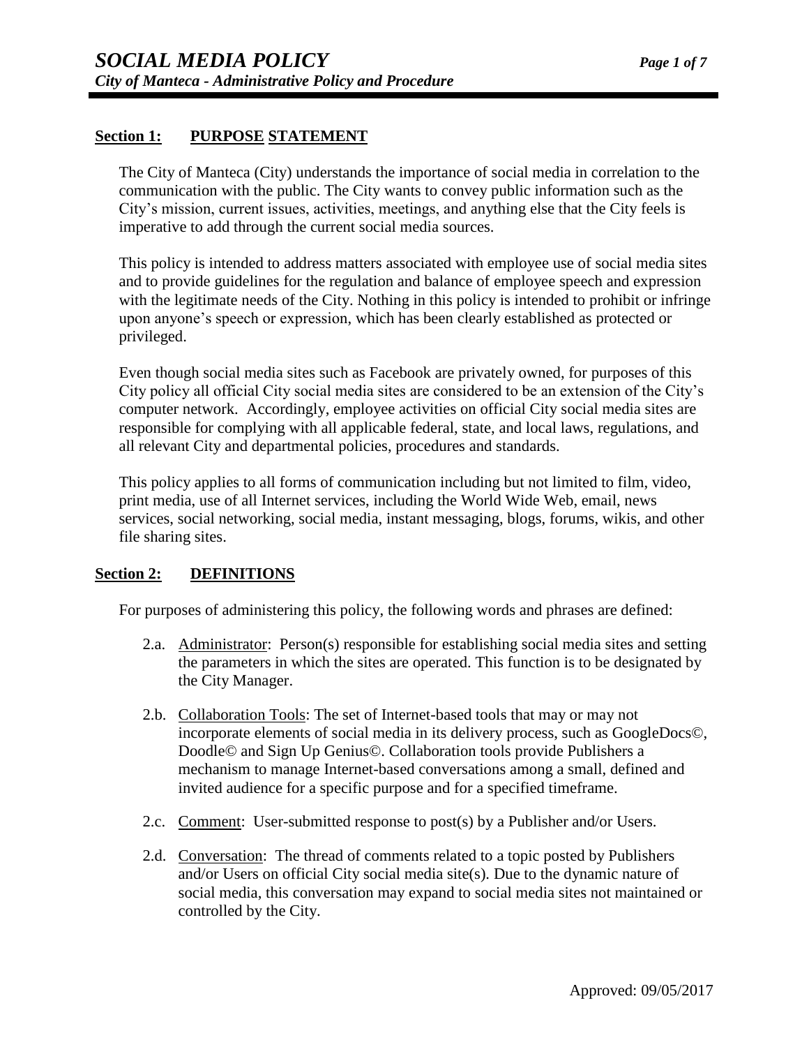# SOCIAL MEDIA POLICY

*City of Manteca - Administrative Policy and Procedure*

## Section 1: PURPOSE STATEMENT

The City of Manteca (City) understands the importance of social media in correlation to the communication with the public. The City wants to convey public information such as the City's mission, current issues, activities, meetings, and anything else that the City feels is imperative to add through the current social media sources.

This policy is intended to address matters associated with employee use of social media sites and to provide guidelines for the regulation and balance of employee speech and expression with the legitimate needs of the City. Nothing in this policy is intended to prohibit or infringe upon anyone's speech or expression, which has been clearly established as protected or privileged.

Even though social media sites such as Facebook are privately owned, for purposes of this City policy all official City social media sites are considered to be an extension of the City's computer network. Accordingly, employee activities on official City social media sites are responsible for complying with all applicable federal, state, and local laws, regulations, and all relevant City and departmental policies, procedures and standards.

This policy applies to all forms of communication including but not limited to film, video, print media, use of all Internet services, including the World Wide Web, email, news services, social networking, social media, instant messaging, blogs, forums, wikis, and other file sharing sites.

## Section 2: DEFINITIONS

For purposes of administering this policy, the following words and phrases are defined:

2.a. Administrator: Person(s) responsible for establishing social media sites and setting the parameters in which the sites are operated. This function is to be designated by the City Manager.

2.b. Collaboration Tools: The set of Internet-based tools that may or may not incorporate elements of social media in its delivery process, such as GoogleDocs©, Doodle© and Sign Up Genius©. Collaboration tools provide Publishers a mechanism to manage Internet-based conversations among a small, defined and invited audience for a specific purpose and for a specified timeframe.

2.c. Comment: User-submitted response to post(s) by a Publisher and/or Users.

2.d. Conversation: The thread of comments related to a topic posted by Publishers and/or Users on official City social media site(s). Due to the dynamic nature of social media, this conversation may expand to social media sites not maintained or controlled by the City.

Approved: 09/05/2017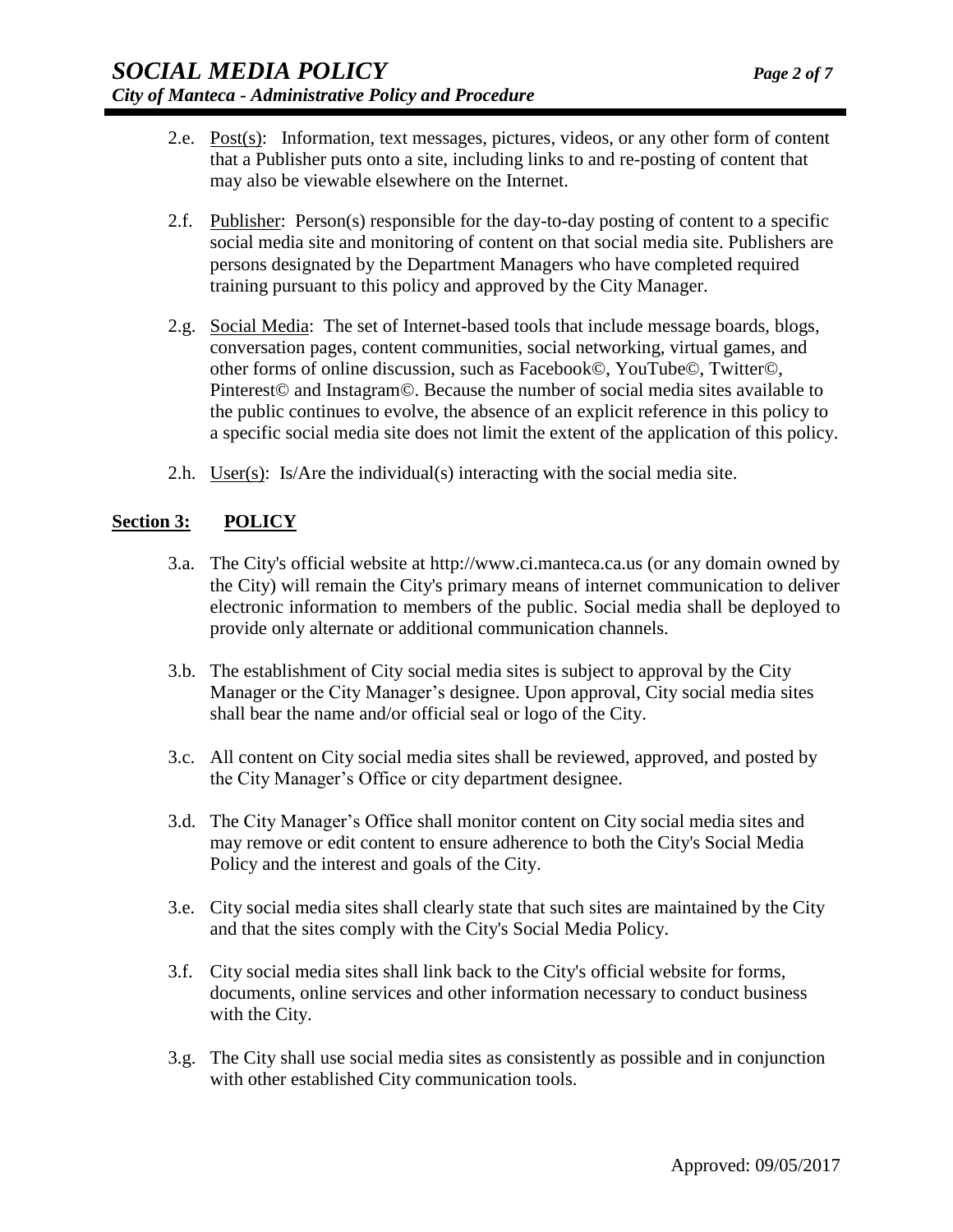2.e. Post(s): Information, text messages, pictures, videos, or any other form of content that a Publisher puts onto a site, including links to and re-posting of content that may also be viewable elsewhere on the Internet.

2.f. Publisher: Person(s) responsible for the day-to-day posting of content to a specific social media site and monitoring of content on that social media site. Publishers are persons designated by the Department Managers who have completed required training pursuant to this policy and approved by the City Manager.

2.g. Social Media: The set of Internet-based tools that include message boards, blogs, conversation pages, content communities, social networking, virtual games, and other forms of online discussion, such as Facebook©, YouTube©, Twitter©, Pinterest© and Instagram©. Because the number of social media sites available to the public continues to evolve, the absence of an explicit reference in this policy to a specific social media site does not limit the extent of the application of this policy.

2.h. User(s): Is/Are the individual(s) interacting with the social media site.

## Section 3: POLICY

3.a. The City's official website at http://www.ci.manteca.ca.us (or any domain owned by the City) will remain the City's primary means of internet communication to deliver electronic information to members of the public. Social media shall be deployed to provide only alternate or additional communication channels.

3.b. The establishment of City social media sites is subject to approval by the City Manager or the City Manager's designee. Upon approval, City social media sites shall bear the name and/or official seal or logo of the City.

3.c. All content on City social media sites shall be reviewed, approved, and posted by the City Manager's Office or city department designee.

3.d. The City Manager's Office shall monitor content on City social media sites and may remove or edit content to ensure adherence to both the City's Social Media Policy and the interest and goals of the City.

3.e. City social media sites shall clearly state that such sites are maintained by the City and that the sites comply with the City's Social Media Policy.

3.f. City social media sites shall link back to the City's official website for forms, documents, online services and other information necessary to conduct business with the City.

3.g. The City shall use social media sites as consistently as possible and in conjunction with other established City communication tools.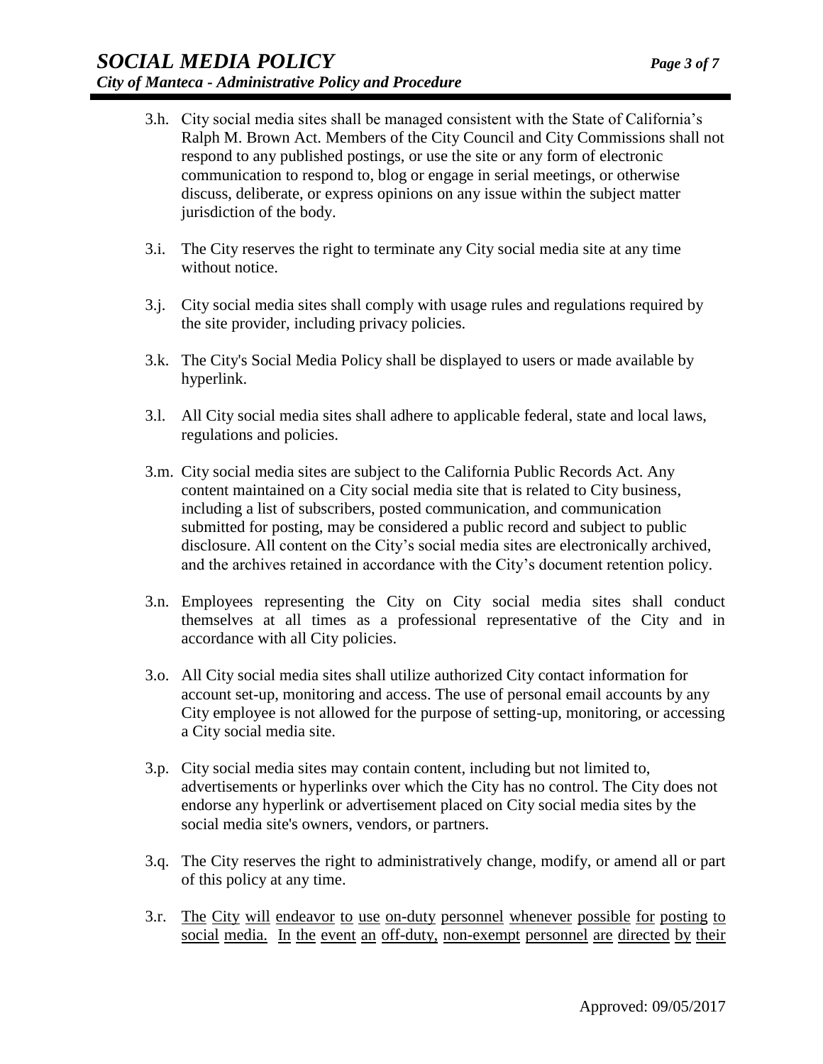3.h. City social media sites shall be managed consistent with the State of California's Ralph M. Brown Act. Members of the City Council and City Commissions shall not respond to any published postings, or use the site or any form of electronic communication to respond to, blog or engage in serial meetings, or otherwise discuss, deliberate, or express opinions on any issue within the subject matter jurisdiction of the body.

3.i. The City reserves the right to terminate any City social media site at any time without notice.

3.j. City social media sites shall comply with usage rules and regulations required by the site provider, including privacy policies.

3.k. The City's Social Media Policy shall be displayed to users or made available by hyperlink.

3.l. All City social media sites shall adhere to applicable federal, state and local laws, regulations and policies.

3.m. City social media sites are subject to the California Public Records Act. Any content maintained on a City social media site that is related to City business, including a list of subscribers, posted communication, and communication submitted for posting, may be considered a public record and subject to public disclosure. All content on the City's social media sites are electronically archived, and the archives retained in accordance with the City's document retention policy.

3.n. Employees representing the City on City social media sites shall conduct themselves at all times as a professional representative of the City and in accordance with all City policies.

3.o. All City social media sites shall utilize authorized City contact information for account set-up, monitoring and access. The use of personal email accounts by any City employee is not allowed for the purpose of setting-up, monitoring, or accessing a City social media site.

3.p. City social media sites may contain content, including but not limited to, advertisements or hyperlinks over which the City has no control. The City does not endorse any hyperlink or advertisement placed on City social media sites by the social media site's owners, vendors, or partners.

3.q. The City reserves the right to administratively change, modify, or amend all or part of this policy at any time.

3.r. <u>The City will endeavor to use on-duty personnel whenever possible for posting to social media. In the event an off-duty, non-exempt personnel are directed by their</u>

Approved: 09/05/2017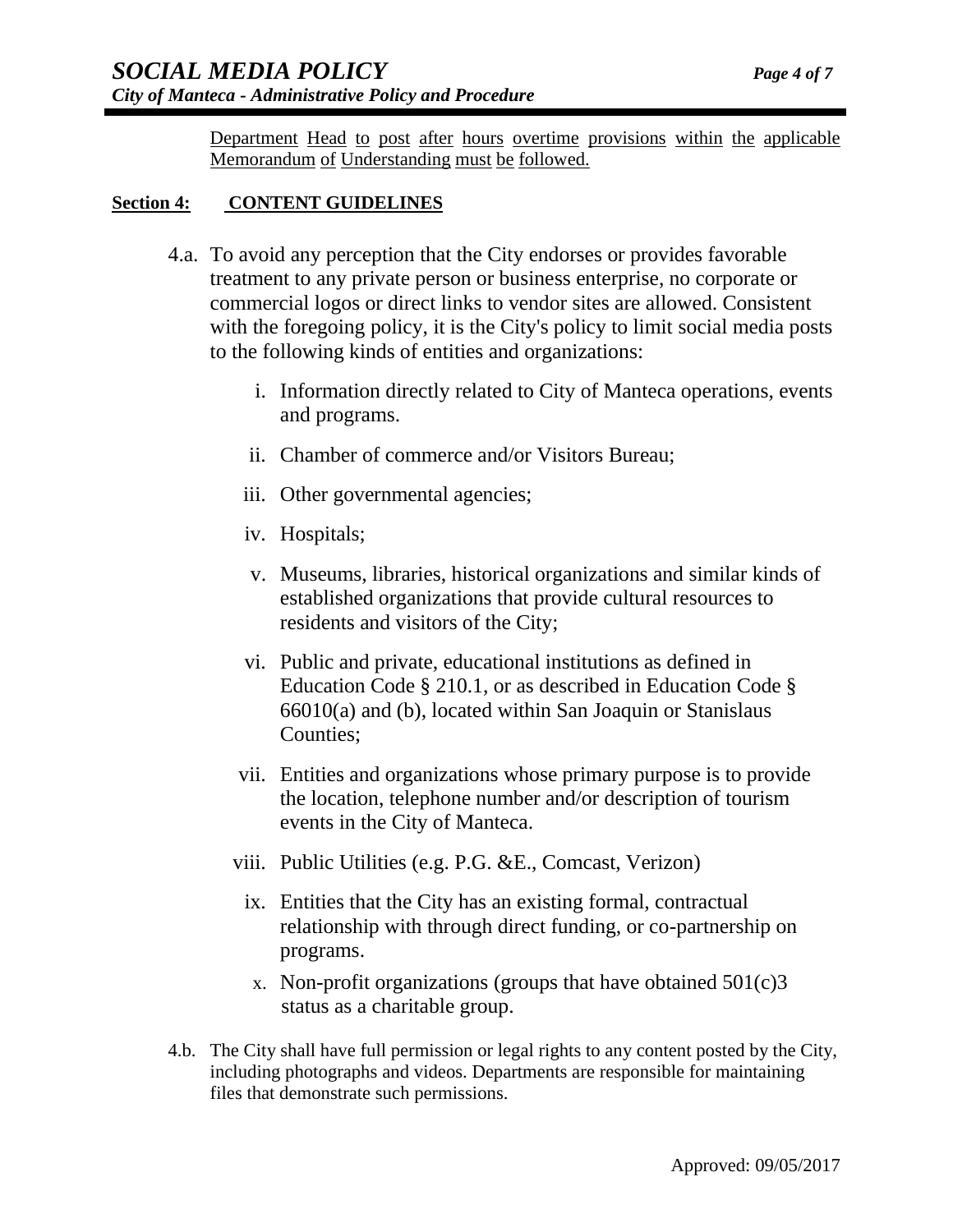Department Head to post after hours overtime provisions within the applicable Memorandum of Understanding must be followed.

**Section 4: CONTENT GUIDELINES**

4.a. To avoid any perception that the City endorses or provides favorable treatment to any private person or business enterprise, no corporate or commercial logos or direct links to vendor sites are allowed. Consistent with the foregoing policy, it is the City's policy to limit social media posts to the following kinds of entities and organizations:

i. Information directly related to City of Manteca operations, events and programs.

ii. Chamber of commerce and/or Visitors Bureau;

iii. Other governmental agencies;

iv. Hospitals;

v. Museums, libraries, historical organizations and similar kinds of established organizations that provide cultural resources to residents and visitors of the City;

vi. Public and private, educational institutions as defined in Education Code § 210.1, or as described in Education Code § 66010(a) and (b), located within San Joaquin or Stanislaus Counties;

vii. Entities and organizations whose primary purpose is to provide the location, telephone number and/or description of tourism events in the City of Manteca.

viii. Public Utilities (e.g. P.G. &E., Comcast, Verizon)

ix. Entities that the City has an existing formal, contractual relationship with through direct funding, or co-partnership on programs.

x. Non-profit organizations (groups that have obtained 501(c)3 status as a charitable group.

4.b. The City shall have full permission or legal rights to any content posted by the City, including photographs and videos. Departments are responsible for maintaining files that demonstrate such permissions.

Approved: 09/05/2017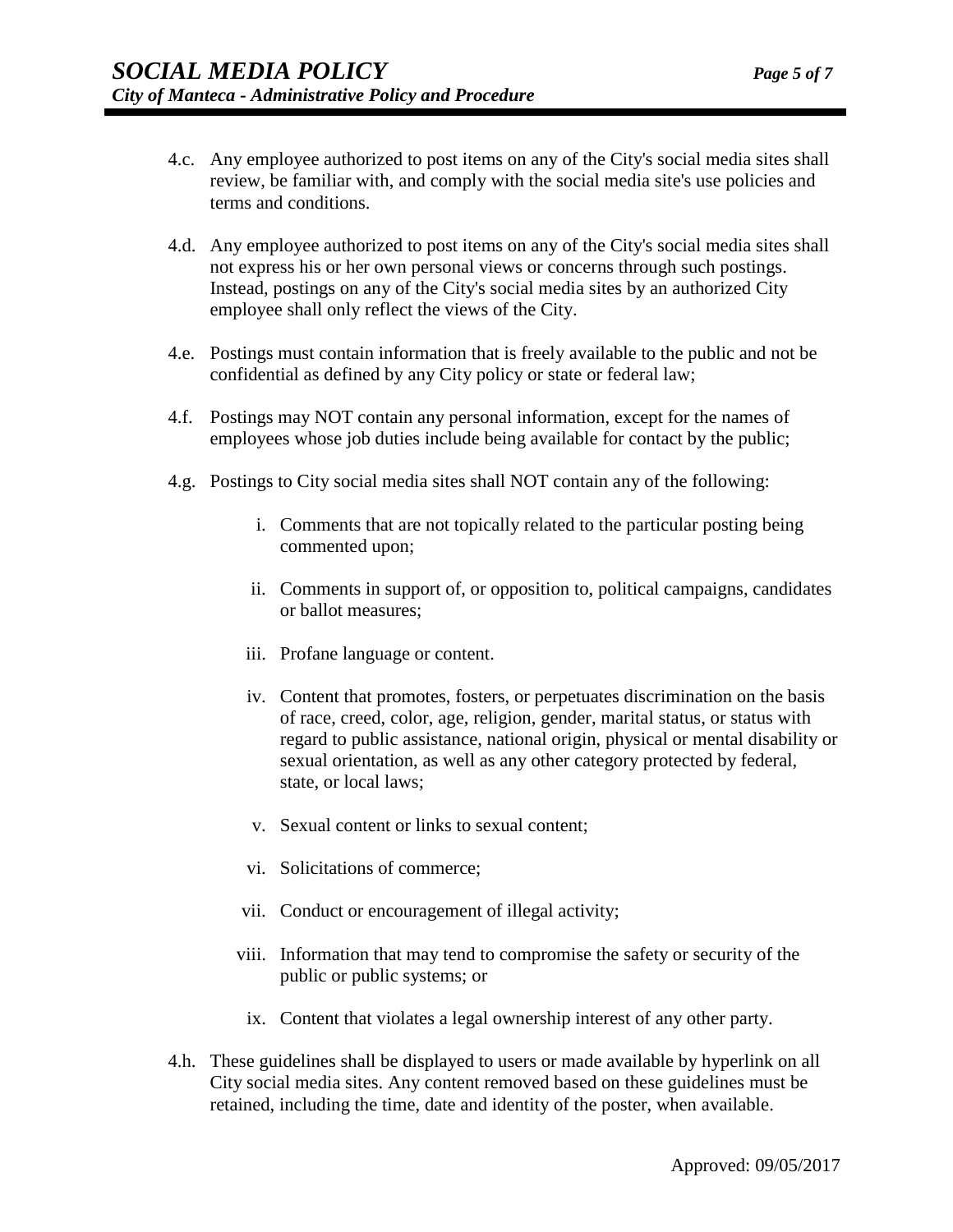4.c. Any employee authorized to post items on any of the City's social media sites shall review, be familiar with, and comply with the social media site's use policies and terms and conditions.

4.d. Any employee authorized to post items on any of the City's social media sites shall not express his or her own personal views or concerns through such postings. Instead, postings on any of the City's social media sites by an authorized City employee shall only reflect the views of the City.

4.e. Postings must contain information that is freely available to the public and not be confidential as defined by any City policy or state or federal law;

4.f. Postings may NOT contain any personal information, except for the names of employees whose job duties include being available for contact by the public;

4.g. Postings to City social media sites shall NOT contain any of the following:

  i. Comments that are not topically related to the particular posting being commented upon;

  ii. Comments in support of, or opposition to, political campaigns, candidates or ballot measures;

  iii. Profane language or content.

  iv. Content that promotes, fosters, or perpetuates discrimination on the basis of race, creed, color, age, religion, gender, marital status, or status with regard to public assistance, national origin, physical or mental disability or sexual orientation, as well as any other category protected by federal, state, or local laws;

  v. Sexual content or links to sexual content;

  vi. Solicitations of commerce;

  vii. Conduct or encouragement of illegal activity;

  viii. Information that may tend to compromise the safety or security of the public or public systems; or

  ix. Content that violates a legal ownership interest of any other party.

4.h. These guidelines shall be displayed to users or made available by hyperlink on all City social media sites. Any content removed based on these guidelines must be retained, including the time, date and identity of the poster, when available.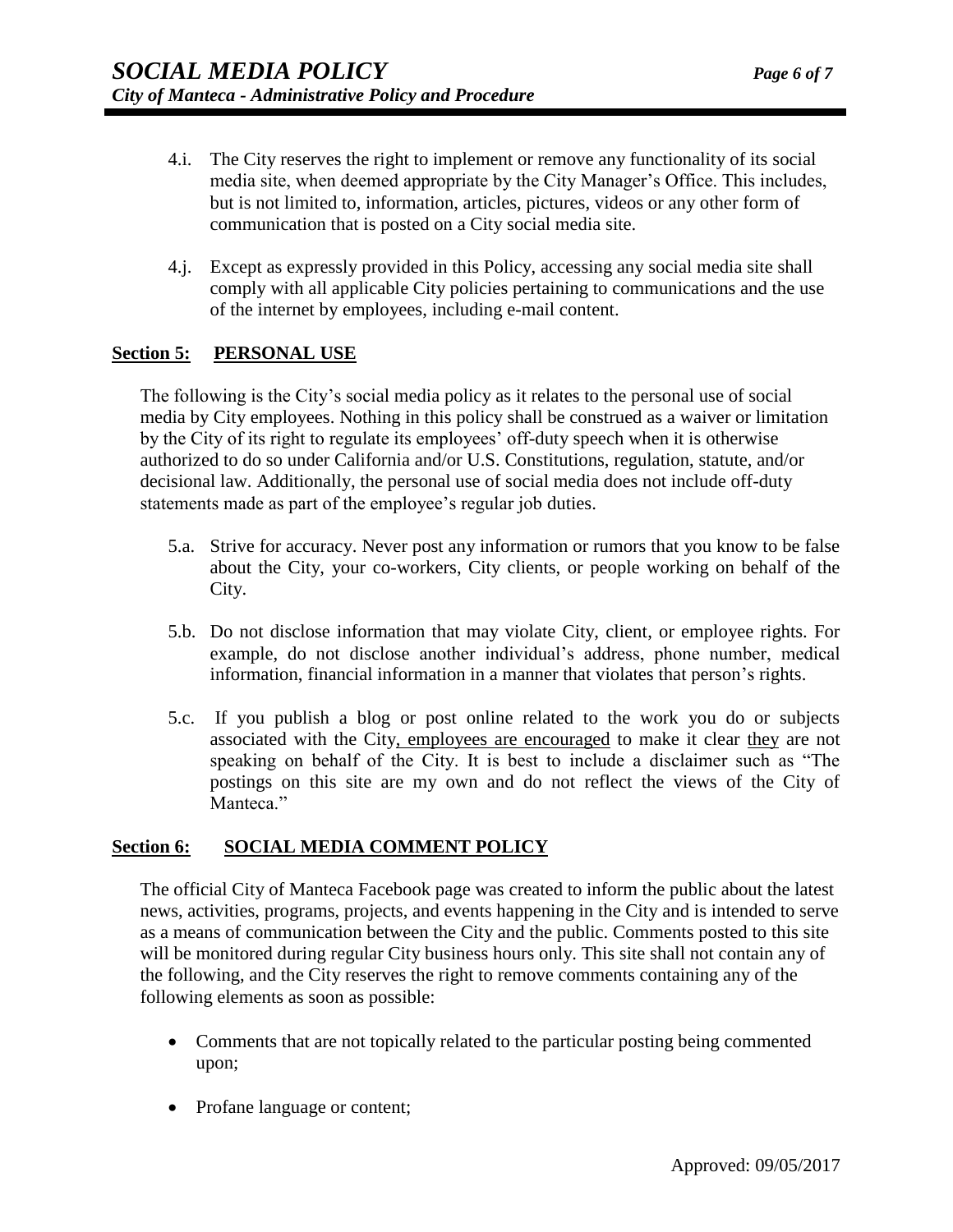4.i. The City reserves the right to implement or remove any functionality of its social media site, when deemed appropriate by the City Manager's Office. This includes, but is not limited to, information, articles, pictures, videos or any other form of communication that is posted on a City social media site.

4.j. Except as expressly provided in this Policy, accessing any social media site shall comply with all applicable City policies pertaining to communications and the use of the internet by employees, including e-mail content.

## Section 5: PERSONAL USE

The following is the City's social media policy as it relates to the personal use of social media by City employees. Nothing in this policy shall be construed as a waiver or limitation by the City of its right to regulate its employees' off-duty speech when it is otherwise authorized to do so under California and/or U.S. Constitutions, regulation, statute, and/or decisional law. Additionally, the personal use of social media does not include off-duty statements made as part of the employee's regular job duties.

5.a. Strive for accuracy. Never post any information or rumors that you know to be false about the City, your co-workers, City clients, or people working on behalf of the City.

5.b. Do not disclose information that may violate City, client, or employee rights. For example, do not disclose another individual's address, phone number, medical information, financial information in a manner that violates that person's rights.

5.c. If you publish a blog or post online related to the work you do or subjects associated with the City, employees are encouraged to make it clear they are not speaking on behalf of the City. It is best to include a disclaimer such as "The postings on this site are my own and do not reflect the views of the City of Manteca."

## Section 6: SOCIAL MEDIA COMMENT POLICY

The official City of Manteca Facebook page was created to inform the public about the latest news, activities, programs, projects, and events happening in the City and is intended to serve as a means of communication between the City and the public. Comments posted to this site will be monitored during regular City business hours only. This site shall not contain any of the following, and the City reserves the right to remove comments containing any of the following elements as soon as possible:

- Comments that are not topically related to the particular posting being commented upon;
- Profane language or content;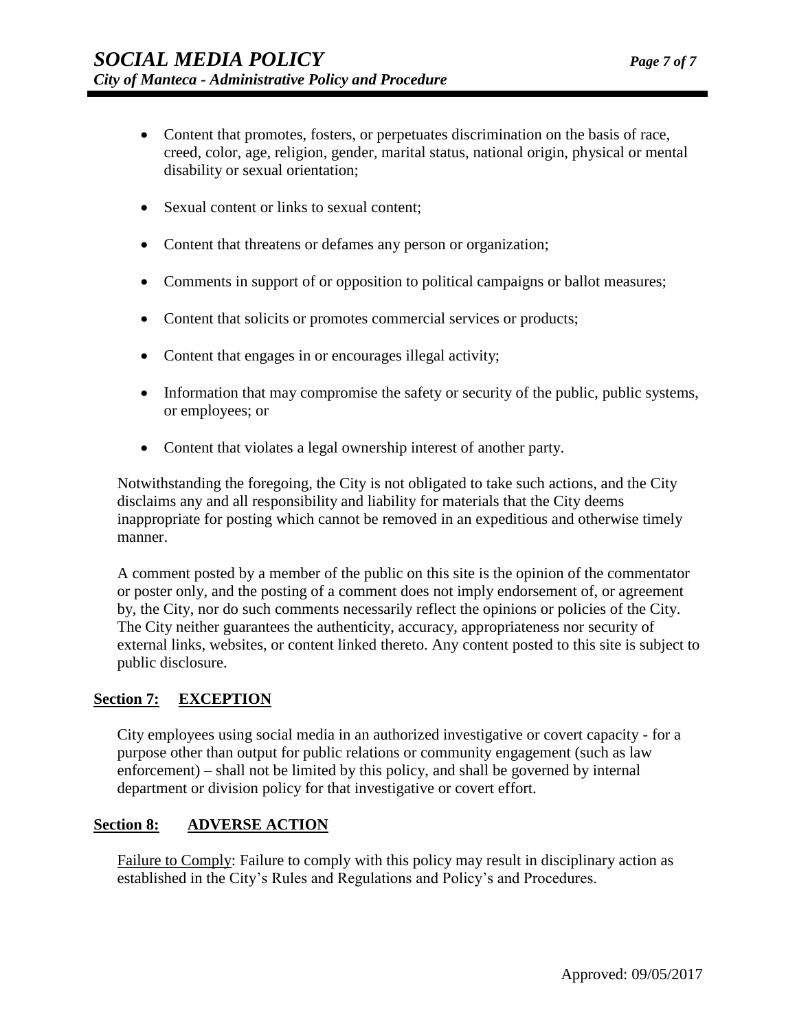- Content that promotes, fosters, or perpetuates discrimination on the basis of race, creed, color, age, religion, gender, marital status, national origin, physical or mental disability or sexual orientation;
- Sexual content or links to sexual content;
- Content that threatens or defames any person or organization;
- Comments in support of or opposition to political campaigns or ballot measures;
- Content that solicits or promotes commercial services or products;
- Content that engages in or encourages illegal activity;
- Information that may compromise the safety or security of the public, public systems, or employees; or
- Content that violates a legal ownership interest of another party.

Notwithstanding the foregoing, the City is not obligated to take such actions, and the City disclaims any and all responsibility and liability for materials that the City deems inappropriate for posting which cannot be removed in an expeditious and otherwise timely manner.

A comment posted by a member of the public on this site is the opinion of the commentator or poster only, and the posting of a comment does not imply endorsement of, or agreement by, the City, nor do such comments necessarily reflect the opinions or policies of the City. The City neither guarantees the authenticity, accuracy, appropriateness nor security of external links, websites, or content linked thereto. Any content posted to this site is subject to public disclosure.

## Section 7: EXCEPTION

City employees using social media in an authorized investigative or covert capacity - for a purpose other than output for public relations or community engagement (such as law enforcement) – shall not be limited by this policy, and shall be governed by internal department or division policy for that investigative or covert effort.

## Section 8: ADVERSE ACTION

Failure to Comply: Failure to comply with this policy may result in disciplinary action as established in the City's Rules and Regulations and Policy's and Procedures.

Approved: 09/05/2017